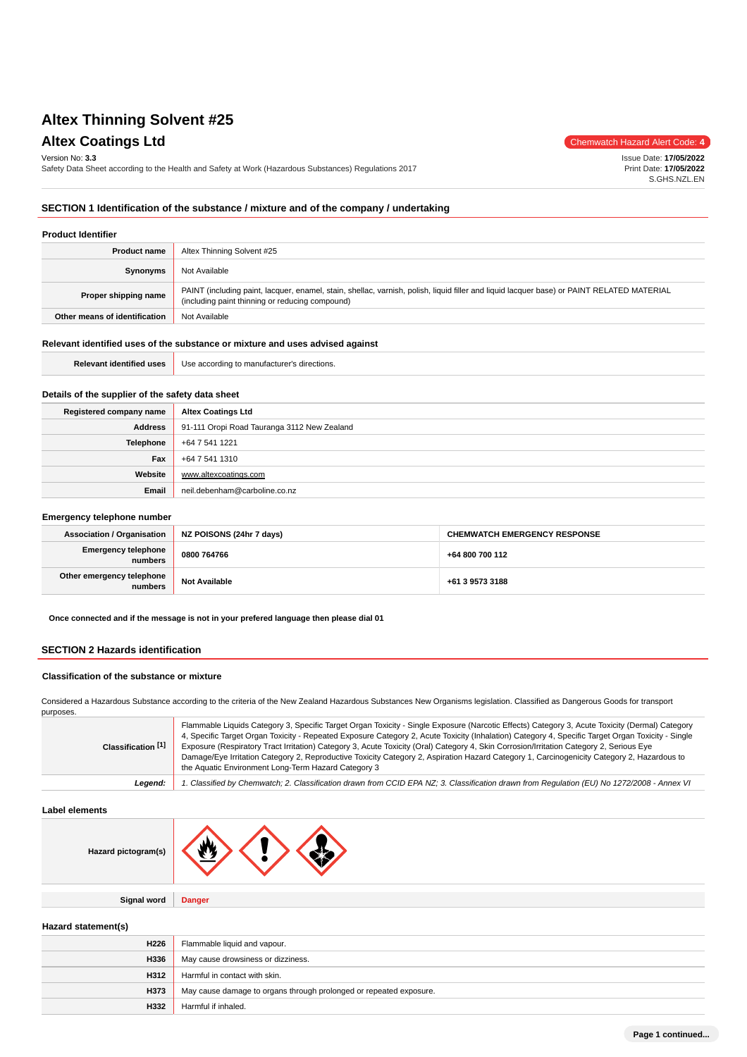# Altex Thinning Solvent #25

## Altex Coatings Ltd

Chemwatch Hazard Alert Code: **4**

Version No: **3.3**
Safety Data Sheet according to the Health and Safety at Work (Hazardous Substances) Regulations 2017

Issue Date: **17/05/2022**
Print Date: **17/05/2022**
S.GHS.NZL.EN

## SECTION 1 Identification of the substance / mixture and of the company / undertaking

### Product Identifier

| | |
|---|---|
| **Product name** | Altex Thinning Solvent #25 |
| **Synonyms** | Not Available |
| **Proper shipping name** | PAINT (including paint, lacquer, enamel, stain, shellac, varnish, polish, liquid filler and liquid lacquer base) or PAINT RELATED MATERIAL (including paint thinning or reducing compound) |
| **Other means of identification** | Not Available |

### Relevant identified uses of the substance or mixture and uses advised against

| | |
|---|---|
| **Relevant identified uses** | Use according to manufacturer's directions. |

### Details of the supplier of the safety data sheet

| | |
|---|---|
| **Registered company name** | **Altex Coatings Ltd** |
| **Address** | 91-111 Oropi Road Tauranga 3112 New Zealand |
| **Telephone** | +64 7 541 1221 |
| **Fax** | +64 7 541 1310 |
| **Website** | www.altexcoatings.com |
| **Email** | neil.debenham@carboline.co.nz |

### Emergency telephone number

| **Association / Organisation** | **NZ POISONS (24hr 7 days)** | **CHEMWATCH EMERGENCY RESPONSE** |
|---|---|---|
| **Emergency telephone numbers** | **0800 764766** | **+64 800 700 112** |
| **Other emergency telephone numbers** | **Not Available** | **+61 3 9573 3188** |

**Once connected and if the message is not in your prefered language then please dial 01**

## SECTION 2 Hazards identification

### Classification of the substance or mixture

Considered a Hazardous Substance according to the criteria of the New Zealand Hazardous Substances New Organisms legislation. Classified as Dangerous Goods for transport purposes.

| | |
|---|---|
| **Classification [1]** | Flammable Liquids Category 3, Specific Target Organ Toxicity - Single Exposure (Narcotic Effects) Category 3, Acute Toxicity (Dermal) Category 4, Specific Target Organ Toxicity - Repeated Exposure Category 2, Acute Toxicity (Inhalation) Category 4, Specific Target Organ Toxicity - Single Exposure (Respiratory Tract Irritation) Category 3, Acute Toxicity (Oral) Category 4, Skin Corrosion/Irritation Category 2, Serious Eye Damage/Eye Irritation Category 2, Reproductive Toxicity Category 2, Aspiration Hazard Category 1, Carcinogenicity Category 2, Hazardous to the Aquatic Environment Long-Term Hazard Category 3 |
| ***Legend:*** | *1. Classified by Chemwatch; 2. Classification drawn from CCID EPA NZ; 3. Classification drawn from Regulation (EU) No 1272/2008 - Annex VI* |

### Label elements

| | |
|---|---|
| **Hazard pictogram(s)** | |
| **Signal word** | **Danger** |

### Hazard statement(s)

| | |
|---|---|
| **H226** | Flammable liquid and vapour. |
| **H336** | May cause drowsiness or dizziness. |
| **H312** | Harmful in contact with skin. |
| **H373** | May cause damage to organs through prolonged or repeated exposure. |
| **H332** | Harmful if inhaled. |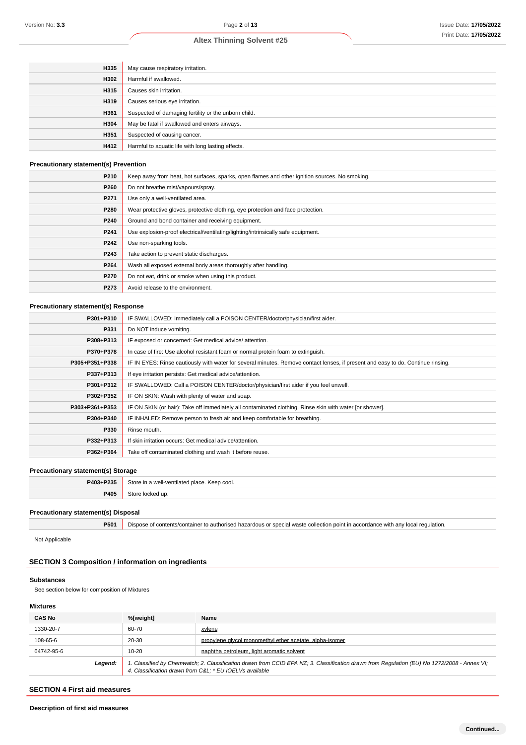| | |
|---|---|
| **H335** | May cause respiratory irritation. |
| **H302** | Harmful if swallowed. |
| **H315** | Causes skin irritation. |
| **H319** | Causes serious eye irritation. |
| **H361** | Suspected of damaging fertility or the unborn child. |
| **H304** | May be fatal if swallowed and enters airways. |
| **H351** | Suspected of causing cancer. |
| **H412** | Harmful to aquatic life with long lasting effects. |

### Precautionary statement(s) Prevention

| | |
|---|---|
| **P210** | Keep away from heat, hot surfaces, sparks, open flames and other ignition sources. No smoking. |
| **P260** | Do not breathe mist/vapours/spray. |
| **P271** | Use only a well-ventilated area. |
| **P280** | Wear protective gloves, protective clothing, eye protection and face protection. |
| **P240** | Ground and bond container and receiving equipment. |
| **P241** | Use explosion-proof electrical/ventilating/lighting/intrinsically safe equipment. |
| **P242** | Use non-sparking tools. |
| **P243** | Take action to prevent static discharges. |
| **P264** | Wash all exposed external body areas thoroughly after handling. |
| **P270** | Do not eat, drink or smoke when using this product. |
| **P273** | Avoid release to the environment. |

### Precautionary statement(s) Response

| | |
|---|---|
| **P301+P310** | IF SWALLOWED: Immediately call a POISON CENTER/doctor/physician/first aider. |
| **P331** | Do NOT induce vomiting. |
| **P308+P313** | IF exposed or concerned: Get medical advice/ attention. |
| **P370+P378** | In case of fire: Use alcohol resistant foam or normal protein foam to extinguish. |
| **P305+P351+P338** | IF IN EYES: Rinse cautiously with water for several minutes. Remove contact lenses, if present and easy to do. Continue rinsing. |
| **P337+P313** | If eye irritation persists: Get medical advice/attention. |
| **P301+P312** | IF SWALLOWED: Call a POISON CENTER/doctor/physician/first aider if you feel unwell. |
| **P302+P352** | IF ON SKIN: Wash with plenty of water and soap. |
| **P303+P361+P353** | IF ON SKIN (or hair): Take off immediately all contaminated clothing. Rinse skin with water [or shower]. |
| **P304+P340** | IF INHALED: Remove person to fresh air and keep comfortable for breathing. |
| **P330** | Rinse mouth. |
| **P332+P313** | If skin irritation occurs: Get medical advice/attention. |
| **P362+P364** | Take off contaminated clothing and wash it before reuse. |

### Precautionary statement(s) Storage

| | |
|---|---|
| **P403+P235** | Store in a well-ventilated place. Keep cool. |
| **P405** | Store locked up. |

### Precautionary statement(s) Disposal

| | |
|---|---|
| **P501** | Dispose of contents/container to authorised hazardous or special waste collection point in accordance with any local regulation. |

Not Applicable

## SECTION 3 Composition / information on ingredients

### Substances

See section below for composition of Mixtures

### Mixtures

| CAS No | %[weight] | Name |
|---|---|---|
| 1330-20-7 | 60-70 | xylene |
| 108-65-6 | 20-30 | propylene glycol monomethyl ether acetate, alpha-isomer |
| 64742-95-6 | 10-20 | naphtha petroleum, light aromatic solvent |
| ***Legend:*** | *1. Classified by Chemwatch; 2. Classification drawn from CCID EPA NZ; 3. Classification drawn from Regulation (EU) No 1272/2008 - Annex VI; 4. Classification drawn from C&L; * EU IOELVs available* | |

## SECTION 4 First aid measures

### Description of first aid measures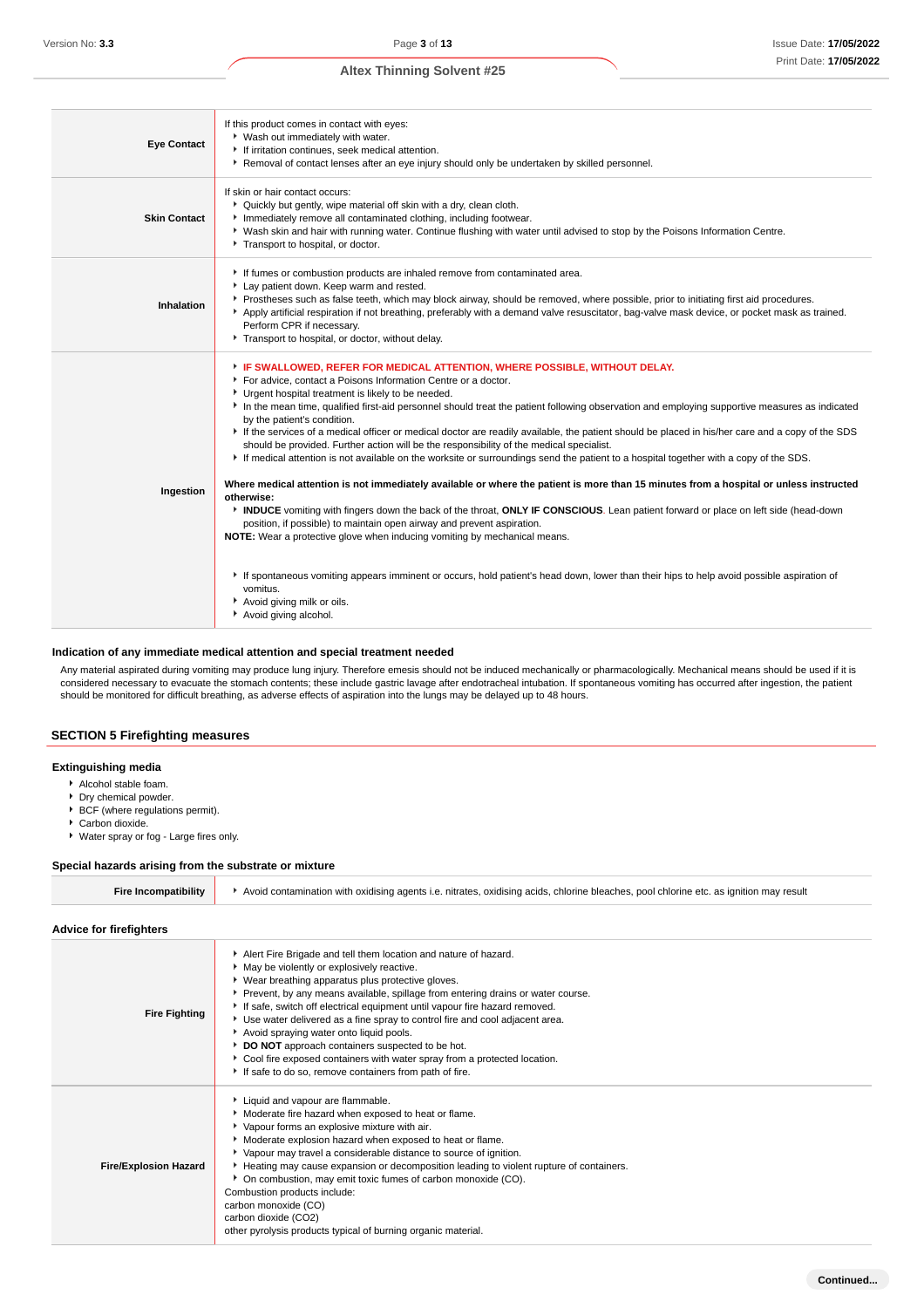| | |
|---|---|
| **Eye Contact** | If this product comes in contact with eyes:<br>▸ Wash out immediately with water.<br>▸ If irritation continues, seek medical attention.<br>▸ Removal of contact lenses after an eye injury should only be undertaken by skilled personnel. |
| **Skin Contact** | If skin or hair contact occurs:<br>▸ Quickly but gently, wipe material off skin with a dry, clean cloth.<br>▸ Immediately remove all contaminated clothing, including footwear.<br>▸ Wash skin and hair with running water. Continue flushing with water until advised to stop by the Poisons Information Centre.<br>▸ Transport to hospital, or doctor. |
| **Inhalation** | ▸ If fumes or combustion products are inhaled remove from contaminated area.<br>▸ Lay patient down. Keep warm and rested.<br>▸ Prostheses such as false teeth, which may block airway, should be removed, where possible, prior to initiating first aid procedures.<br>▸ Apply artificial respiration if not breathing, preferably with a demand valve resuscitator, bag-valve mask device, or pocket mask as trained. Perform CPR if necessary.<br>▸ Transport to hospital, or doctor, without delay. |
| **Ingestion** | ▸ **IF SWALLOWED, REFER FOR MEDICAL ATTENTION, WHERE POSSIBLE, WITHOUT DELAY.**<br>▸ For advice, contact a Poisons Information Centre or a doctor.<br>▸ Urgent hospital treatment is likely to be needed.<br>▸ In the mean time, qualified first-aid personnel should treat the patient following observation and employing supportive measures as indicated by the patient's condition.<br>▸ If the services of a medical officer or medical doctor are readily available, the patient should be placed in his/her care and a copy of the SDS should be provided. Further action will be the responsibility of the medical specialist.<br>▸ If medical attention is not available on the worksite or surroundings send the patient to a hospital together with a copy of the SDS.<br><br>**Where medical attention is not immediately available or where the patient is more than 15 minutes from a hospital or unless instructed otherwise:**<br>▸ **INDUCE** vomiting with fingers down the back of the throat, **ONLY IF CONSCIOUS**. Lean patient forward or place on left side (head-down position, if possible) to maintain open airway and prevent aspiration.<br>**NOTE:** Wear a protective glove when inducing vomiting by mechanical means.<br><br>▸ If spontaneous vomiting appears imminent or occurs, hold patient's head down, lower than their hips to help avoid possible aspiration of vomitus.<br>▸ Avoid giving milk or oils.<br>▸ Avoid giving alcohol. |

### Indication of any immediate medical attention and special treatment needed

Any material aspirated during vomiting may produce lung injury. Therefore emesis should not be induced mechanically or pharmacologically. Mechanical means should be used if it is considered necessary to evacuate the stomach contents; these include gastric lavage after endotracheal intubation. If spontaneous vomiting has occurred after ingestion, the patient should be monitored for difficult breathing, as adverse effects of aspiration into the lungs may be delayed up to 48 hours.

## SECTION 5 Firefighting measures

### Extinguishing media

- Alcohol stable foam.
- Dry chemical powder.
- BCF (where regulations permit).
- Carbon dioxide.
- Water spray or fog - Large fires only.

### Special hazards arising from the substrate or mixture

| | |
|---|---|
| **Fire Incompatibility** | ▸ Avoid contamination with oxidising agents i.e. nitrates, oxidising acids, chlorine bleaches, pool chlorine etc. as ignition may result |

### Advice for firefighters

| | |
|---|---|
| **Fire Fighting** | ▸ Alert Fire Brigade and tell them location and nature of hazard.<br>▸ May be violently or explosively reactive.<br>▸ Wear breathing apparatus plus protective gloves.<br>▸ Prevent, by any means available, spillage from entering drains or water course.<br>▸ If safe, switch off electrical equipment until vapour fire hazard removed.<br>▸ Use water delivered as a fine spray to control fire and cool adjacent area.<br>▸ Avoid spraying water onto liquid pools.<br>▸ **DO NOT** approach containers suspected to be hot.<br>▸ Cool fire exposed containers with water spray from a protected location.<br>▸ If safe to do so, remove containers from path of fire. |
| **Fire/Explosion Hazard** | ▸ Liquid and vapour are flammable.<br>▸ Moderate fire hazard when exposed to heat or flame.<br>▸ Vapour forms an explosive mixture with air.<br>▸ Moderate explosion hazard when exposed to heat or flame.<br>▸ Vapour may travel a considerable distance to source of ignition.<br>▸ Heating may cause expansion or decomposition leading to violent rupture of containers.<br>▸ On combustion, may emit toxic fumes of carbon monoxide (CO).<br>Combustion products include:<br>carbon monoxide (CO)<br>carbon dioxide ($CO_2$)<br>other pyrolysis products typical of burning organic material. |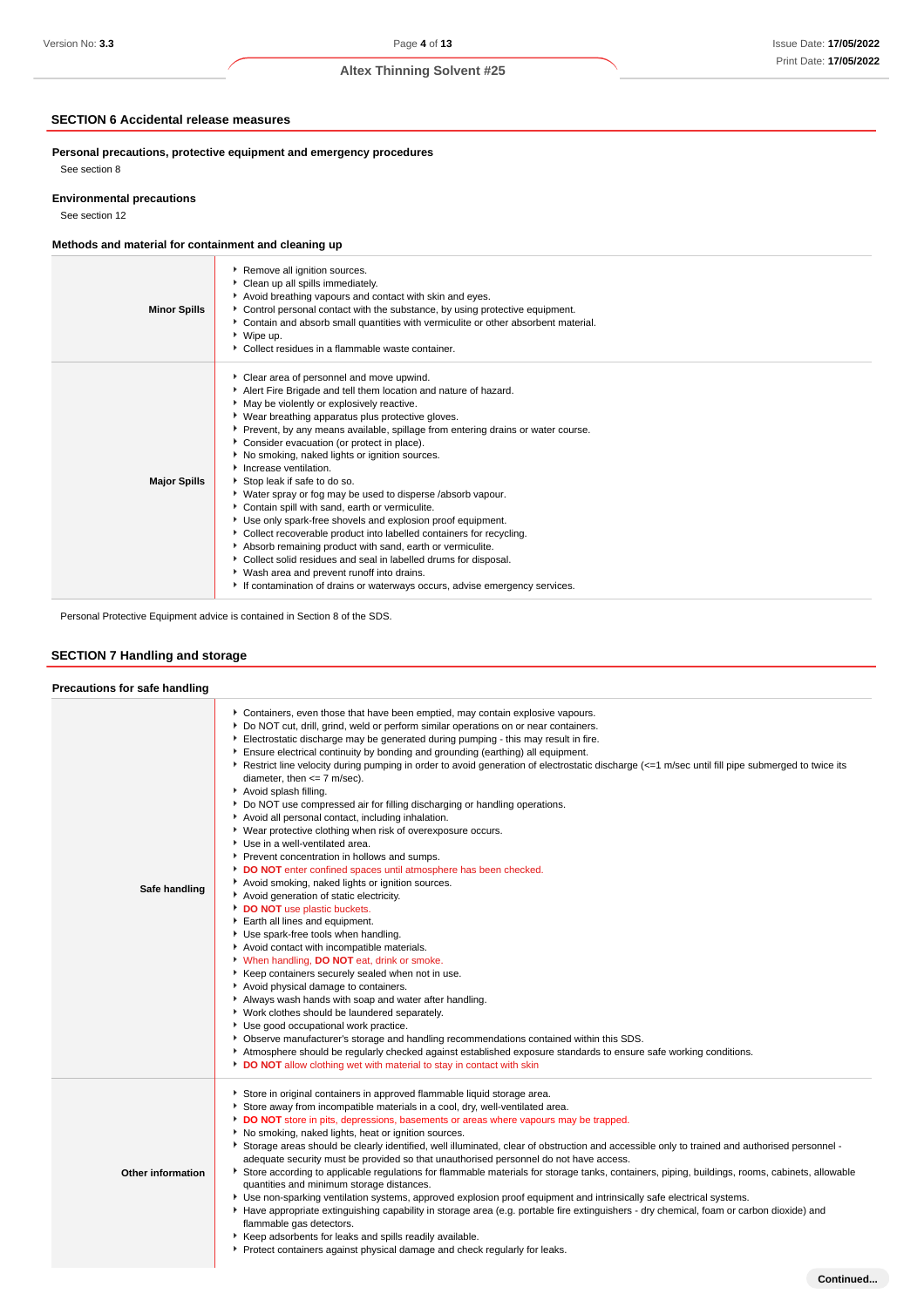## SECTION 6 Accidental release measures

### Personal precautions, protective equipment and emergency procedures

See section 8

### Environmental precautions

See section 12

### Methods and material for containment and cleaning up

| | |
|---|---|
| **Minor Spills** | ▸ Remove all ignition sources.<br>▸ Clean up all spills immediately.<br>▸ Avoid breathing vapours and contact with skin and eyes.<br>▸ Control personal contact with the substance, by using protective equipment.<br>▸ Contain and absorb small quantities with vermiculite or other absorbent material.<br>▸ Wipe up.<br>▸ Collect residues in a flammable waste container. |
| **Major Spills** | ▸ Clear area of personnel and move upwind.<br>▸ Alert Fire Brigade and tell them location and nature of hazard.<br>▸ May be violently or explosively reactive.<br>▸ Wear breathing apparatus plus protective gloves.<br>▸ Prevent, by any means available, spillage from entering drains or water course.<br>▸ Consider evacuation (or protect in place).<br>▸ No smoking, naked lights or ignition sources.<br>▸ Increase ventilation.<br>▸ Stop leak if safe to do so.<br>▸ Water spray or fog may be used to disperse /absorb vapour.<br>▸ Contain spill with sand, earth or vermiculite.<br>▸ Use only spark-free shovels and explosion proof equipment.<br>▸ Collect recoverable product into labelled containers for recycling.<br>▸ Absorb remaining product with sand, earth or vermiculite.<br>▸ Collect solid residues and seal in labelled drums for disposal.<br>▸ Wash area and prevent runoff into drains.<br>▸ If contamination of drains or waterways occurs, advise emergency services. |

Personal Protective Equipment advice is contained in Section 8 of the SDS.

## SECTION 7 Handling and storage

### Precautions for safe handling

| | |
|---|---|
| **Safe handling** | ▸ Containers, even those that have been emptied, may contain explosive vapours.<br>▸ Do NOT cut, drill, grind, weld or perform similar operations on or near containers.<br>▸ Electrostatic discharge may be generated during pumping - this may result in fire.<br>▸ Ensure electrical continuity by bonding and grounding (earthing) all equipment.<br>▸ Restrict line velocity during pumping in order to avoid generation of electrostatic discharge (<=1 m/sec until fill pipe submerged to twice its diameter, then <= 7 m/sec).<br>▸ Avoid splash filling.<br>▸ Do NOT use compressed air for filling discharging or handling operations.<br>▸ Avoid all personal contact, including inhalation.<br>▸ Wear protective clothing when risk of overexposure occurs.<br>▸ Use in a well-ventilated area.<br>▸ Prevent concentration in hollows and sumps.<br>▸ **DO NOT** enter confined spaces until atmosphere has been checked.<br>▸ Avoid smoking, naked lights or ignition sources.<br>▸ Avoid generation of static electricity.<br>▸ **DO NOT** use plastic buckets.<br>▸ Earth all lines and equipment.<br>▸ Use spark-free tools when handling.<br>▸ Avoid contact with incompatible materials.<br>▸ When handling, **DO NOT** eat, drink or smoke.<br>▸ Keep containers securely sealed when not in use.<br>▸ Avoid physical damage to containers.<br>▸ Always wash hands with soap and water after handling.<br>▸ Work clothes should be laundered separately.<br>▸ Use good occupational work practice.<br>▸ Observe manufacturer's storage and handling recommendations contained within this SDS.<br>▸ Atmosphere should be regularly checked against established exposure standards to ensure safe working conditions.<br>▸ **DO NOT** allow clothing wet with material to stay in contact with skin |
| **Other information** | ▸ Store in original containers in approved flammable liquid storage area.<br>▸ Store away from incompatible materials in a cool, dry, well-ventilated area.<br>▸ **DO NOT** store in pits, depressions, basements or areas where vapours may be trapped.<br>▸ No smoking, naked lights, heat or ignition sources.<br>▸ Storage areas should be clearly identified, well illuminated, clear of obstruction and accessible only to trained and authorised personnel - adequate security must be provided so that unauthorised personnel do not have access.<br>▸ Store according to applicable regulations for flammable materials for storage tanks, containers, piping, buildings, rooms, cabinets, allowable quantities and minimum storage distances.<br>▸ Use non-sparking ventilation systems, approved explosion proof equipment and intrinsically safe electrical systems.<br>▸ Have appropriate extinguishing capability in storage area (e.g. portable fire extinguishers - dry chemical, foam or carbon dioxide) and flammable gas detectors.<br>▸ Keep adsorbents for leaks and spills readily available.<br>▸ Protect containers against physical damage and check regularly for leaks. |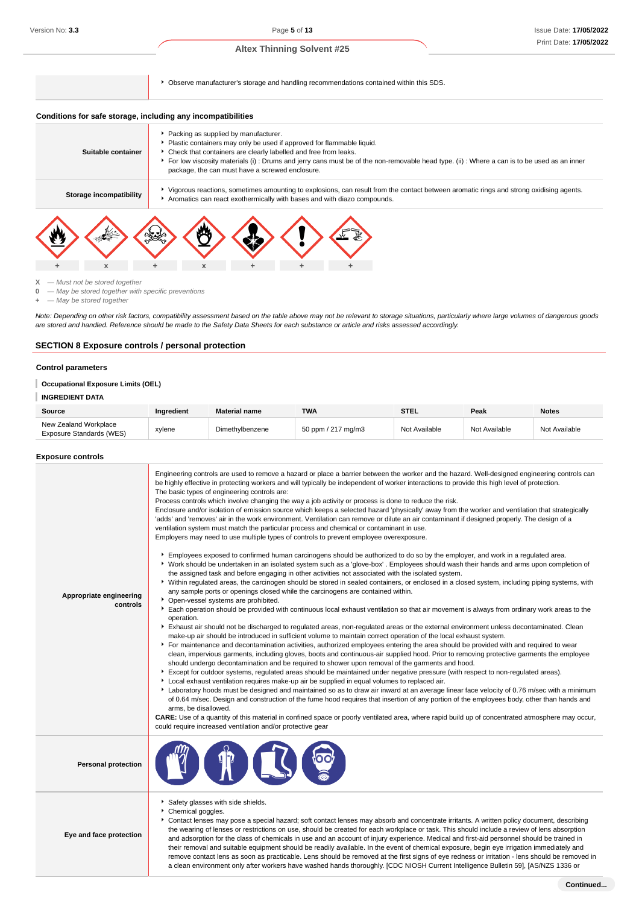| | |
|---|---|
| | - Observe manufacturer's storage and handling recommendations contained within this SDS. |

### Conditions for safe storage, including any incompatibilities

| | |
|---|---|
| **Suitable container** | - Packing as supplied by manufacturer.<br>- Plastic containers may only be used if approved for flammable liquid.<br>- Check that containers are clearly labelled and free from leaks.<br>- For low viscosity materials (i) : Drums and jerry cans must be of the non-removable head type. (ii) : Where a can is to be used as an inner package, the can must have a screwed enclosure. |
| **Storage incompatibility** | - Vigorous reactions, sometimes amounting to explosions, can result from the contact between aromatic rings and strong oxidising agents.<br>- Aromatics can react exothermically with bases and with diazo compounds. |

| + | x | + | x | + | + | + |
|---|---|---|---|---|---|---|

X — *Must not be stored together*
0 — *May be stored together with specific preventions*
\+ — *May be stored together*

*Note: Depending on other risk factors, compatibility assessment based on the table above may not be relevant to storage situations, particularly where large volumes of dangerous goods are stored and handled. Reference should be made to the Safety Data Sheets for each substance or article and risks assessed accordingly.*

## SECTION 8 Exposure controls / personal protection

### Control parameters

**Occupational Exposure Limits (OEL)**

**INGREDIENT DATA**

| Source | Ingredient | Material name | TWA | STEL | Peak | Notes |
|---|---|---|---|---|---|---|
| New Zealand Workplace Exposure Standards (WES) | xylene | Dimethylbenzene | 50 ppm / 217 mg/m3 | Not Available | Not Available | Not Available |

### Exposure controls

| | |
|---|---|
| **Appropriate engineering controls** | Engineering controls are used to remove a hazard or place a barrier between the worker and the hazard. Well-designed engineering controls can be highly effective in protecting workers and will typically be independent of worker interactions to provide this high level of protection.<br>The basic types of engineering controls are:<br>Process controls which involve changing the way a job activity or process is done to reduce the risk.<br>Enclosure and/or isolation of emission source which keeps a selected hazard 'physically' away from the worker and ventilation that strategically 'adds' and 'removes' air in the work environment. Ventilation can remove or dilute an air contaminant if designed properly. The design of a ventilation system must match the particular process and chemical or contaminant in use.<br>Employers may need to use multiple types of controls to prevent employee overexposure.<br><br>- Employees exposed to confirmed human carcinogens should be authorized to do so by the employer, and work in a regulated area.<br>- Work should be undertaken in an isolated system such as a 'glove-box' . Employees should wash their hands and arms upon completion of the assigned task and before engaging in other activities not associated with the isolated system.<br>- Within regulated areas, the carcinogen should be stored in sealed containers, or enclosed in a closed system, including piping systems, with any sample ports or openings closed while the carcinogens are contained within.<br>- Open-vessel systems are prohibited.<br>- Each operation should be provided with continuous local exhaust ventilation so that air movement is always from ordinary work areas to the operation.<br>- Exhaust air should not be discharged to regulated areas, non-regulated areas or the external environment unless decontaminated. Clean make-up air should be introduced in sufficient volume to maintain correct operation of the local exhaust system.<br>- For maintenance and decontamination activities, authorized employees entering the area should be provided with and required to wear clean, impervious garments, including gloves, boots and continuous-air supplied hood. Prior to removing protective garments the employee should undergo decontamination and be required to shower upon removal of the garments and hood.<br>- Except for outdoor systems, regulated areas should be maintained under negative pressure (with respect to non-regulated areas).<br>- Local exhaust ventilation requires make-up air be supplied in equal volumes to replaced air.<br>- Laboratory hoods must be designed and maintained so as to draw air inward at an average linear face velocity of 0.76 m/sec with a minimum of 0.64 m/sec. Design and construction of the fume hood requires that insertion of any portion of the employees body, other than hands and arms, be disallowed.<br>**CARE:** Use of a quantity of this material in confined space or poorly ventilated area, where rapid build up of concentrated atmosphere may occur, could require increased ventilation and/or protective gear |
| **Personal protection** | |
| **Eye and face protection** | - Safety glasses with side shields.<br>- Chemical goggles.<br>- Contact lenses may pose a special hazard; soft contact lenses may absorb and concentrate irritants. A written policy document, describing the wearing of lenses or restrictions on use, should be created for each workplace or task. This should include a review of lens absorption and adsorption for the class of chemicals in use and an account of injury experience. Medical and first-aid personnel should be trained in their removal and suitable equipment should be readily available. In the event of chemical exposure, begin eye irrigation immediately and remove contact lens as soon as practicable. Lens should be removed at the first signs of eye redness or irritation - lens should be removed in a clean environment only after workers have washed hands thoroughly. [CDC NIOSH Current Intelligence Bulletin 59], [AS/NZS 1336 or |

**Continued...**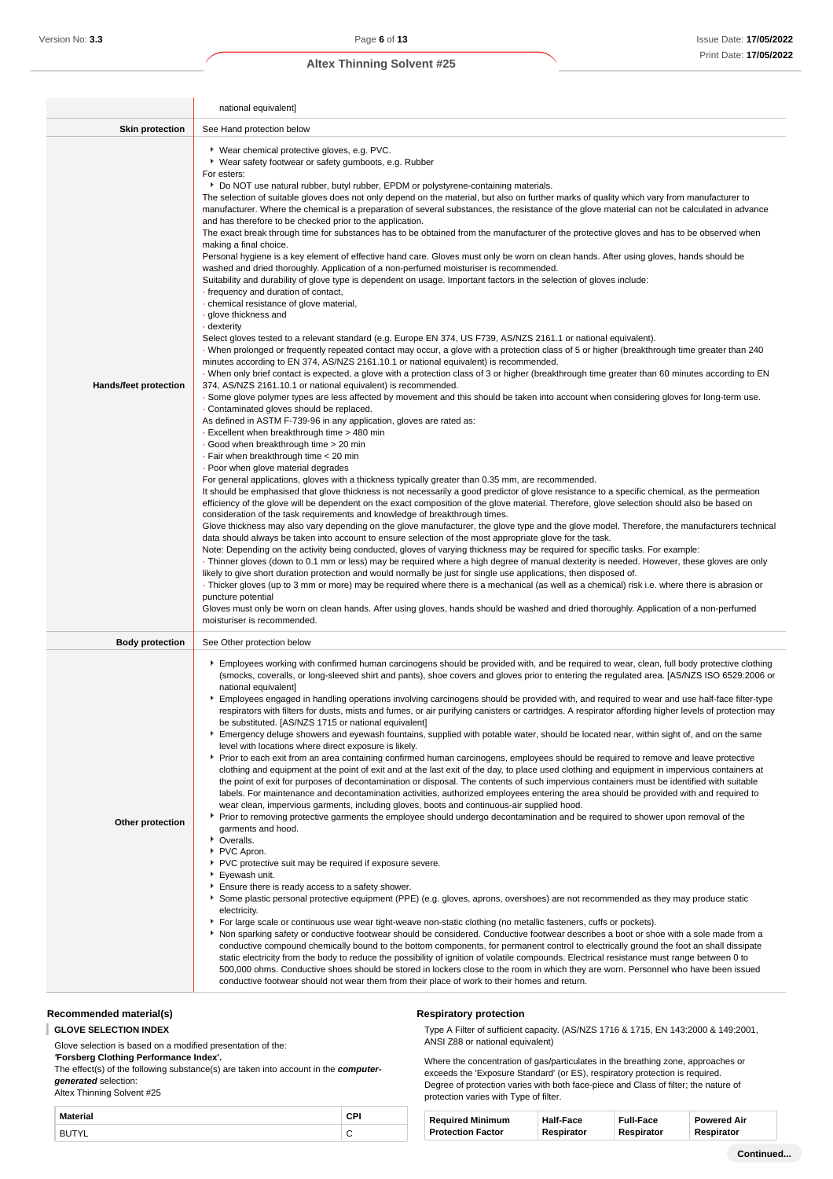| | |
|---|---|
| | national equivalent] |
| **Skin protection** | See Hand protection below |
| **Hands/feet protection** | ▸ Wear chemical protective gloves, e.g. PVC.<br>▸ Wear safety footwear or safety gumboots, e.g. Rubber<br>For esters:<br>▸ Do NOT use natural rubber, butyl rubber, EPDM or polystyrene-containing materials.<br>The selection of suitable gloves does not only depend on the material, but also on further marks of quality which vary from manufacturer to manufacturer. Where the chemical is a preparation of several substances, the resistance of the glove material can not be calculated in advance and has therefore to be checked prior to the application.<br>The exact break through time for substances has to be obtained from the manufacturer of the protective gloves and has to be observed when making a final choice.<br>Personal hygiene is a key element of effective hand care. Gloves must only be worn on clean hands. After using gloves, hands should be washed and dried thoroughly. Application of a non-perfumed moisturiser is recommended.<br>Suitability and durability of glove type is dependent on usage. Important factors in the selection of gloves include:<br>· frequency and duration of contact,<br>· chemical resistance of glove material,<br>· glove thickness and<br>· dexterity<br>Select gloves tested to a relevant standard (e.g. Europe EN 374, US F739, AS/NZS 2161.1 or national equivalent).<br>· When prolonged or frequently repeated contact may occur, a glove with a protection class of 5 or higher (breakthrough time greater than 240 minutes according to EN 374, AS/NZS 2161.10.1 or national equivalent) is recommended.<br>· When only brief contact is expected, a glove with a protection class of 3 or higher (breakthrough time greater than 60 minutes according to EN 374, AS/NZS 2161.10.1 or national equivalent) is recommended.<br>· Some glove polymer types are less affected by movement and this should be taken into account when considering gloves for long-term use.<br>· Contaminated gloves should be replaced.<br>As defined in ASTM F-739-96 in any application, gloves are rated as:<br>· Excellent when breakthrough time > 480 min<br>· Good when breakthrough time > 20 min<br>· Fair when breakthrough time < 20 min<br>· Poor when glove material degrades<br>For general applications, gloves with a thickness typically greater than 0.35 mm, are recommended.<br>It should be emphasised that glove thickness is not necessarily a good predictor of glove resistance to a specific chemical, as the permeation efficiency of the glove will be dependent on the exact composition of the glove material. Therefore, glove selection should also be based on consideration of the task requirements and knowledge of breakthrough times.<br>Glove thickness may also vary depending on the glove manufacturer, the glove type and the glove model. Therefore, the manufacturers technical data should always be taken into account to ensure selection of the most appropriate glove for the task.<br>Note: Depending on the activity being conducted, gloves of varying thickness may be required for specific tasks. For example:<br>· Thinner gloves (down to 0.1 mm or less) may be required where a high degree of manual dexterity is needed. However, these gloves are only likely to give short duration protection and would normally be just for single use applications, then disposed of.<br>· Thicker gloves (up to 3 mm or more) may be required where there is a mechanical (as well as a chemical) risk i.e. where there is abrasion or puncture potential<br>Gloves must only be worn on clean hands. After using gloves, hands should be washed and dried thoroughly. Application of a non-perfumed moisturiser is recommended. |
| **Body protection** | See Other protection below |
| **Other protection** | ▸ Employees working with confirmed human carcinogens should be provided with, and be required to wear, clean, full body protective clothing (smocks, coveralls, or long-sleeved shirt and pants), shoe covers and gloves prior to entering the regulated area. [AS/NZS ISO 6529:2006 or national equivalent]<br>▸ Employees engaged in handling operations involving carcinogens should be provided with, and required to wear and use half-face filter-type respirators with filters for dusts, mists and fumes, or air purifying canisters or cartridges. A respirator affording higher levels of protection may be substituted. [AS/NZS 1715 or national equivalent]<br>▸ Emergency deluge showers and eyewash fountains, supplied with potable water, should be located near, within sight of, and on the same level with locations where direct exposure is likely.<br>▸ Prior to each exit from an area containing confirmed human carcinogens, employees should be required to remove and leave protective clothing and equipment at the point of exit and at the last exit of the day, to place used clothing and equipment in impervious containers at the point of exit for purposes of decontamination or disposal. The contents of such impervious containers must be identified with suitable labels. For maintenance and decontamination activities, authorized employees entering the area should be provided with and required to wear clean, impervious garments, including gloves, boots and continuous-air supplied hood.<br>▸ Prior to removing protective garments the employee should undergo decontamination and be required to shower upon removal of the garments and hood.<br>▸ Overalls.<br>▸ PVC Apron.<br>▸ PVC protective suit may be required if exposure severe.<br>▸ Eyewash unit.<br>▸ Ensure there is ready access to a safety shower.<br>▸ Some plastic personal protective equipment (PPE) (e.g. gloves, aprons, overshoes) are not recommended as they may produce static electricity.<br>▸ For large scale or continuous use wear tight-weave non-static clothing (no metallic fasteners, cuffs or pockets).<br>▸ Non sparking safety or conductive footwear should be considered. Conductive footwear describes a boot or shoe with a sole made from a conductive compound chemically bound to the bottom components, for permanent control to electrically ground the foot an shall dissipate static electricity from the body to reduce the possibility of ignition of volatile compounds. Electrical resistance must range between 0 to 500,000 ohms. Conductive shoes should be stored in lockers close to the room in which they are worn. Personnel who have been issued conductive footwear should not wear them from their place of work to their homes and return. |

### Recommended material(s)

**GLOVE SELECTION INDEX**

Glove selection is based on a modified presentation of the:

**'Forsberg Clothing Performance Index'.**

The effect(s) of the following substance(s) are taken into account in the ***computer-generated*** selection:

Altex Thinning Solvent #25

| Material | CPI |
|---|---|
| BUTYL | C |

### Respiratory protection

Type A Filter of sufficient capacity. (AS/NZS 1716 & 1715, EN 143:2000 & 149:2001, ANSI Z88 or national equivalent)

Where the concentration of gas/particulates in the breathing zone, approaches or exceeds the 'Exposure Standard' (or ES), respiratory protection is required.

Degree of protection varies with both face-piece and Class of filter; the nature of protection varies with Type of filter.

| Required Minimum Protection Factor | Half-Face Respirator | Full-Face Respirator | Powered Air Respirator |
|---|---|---|---|

Continued...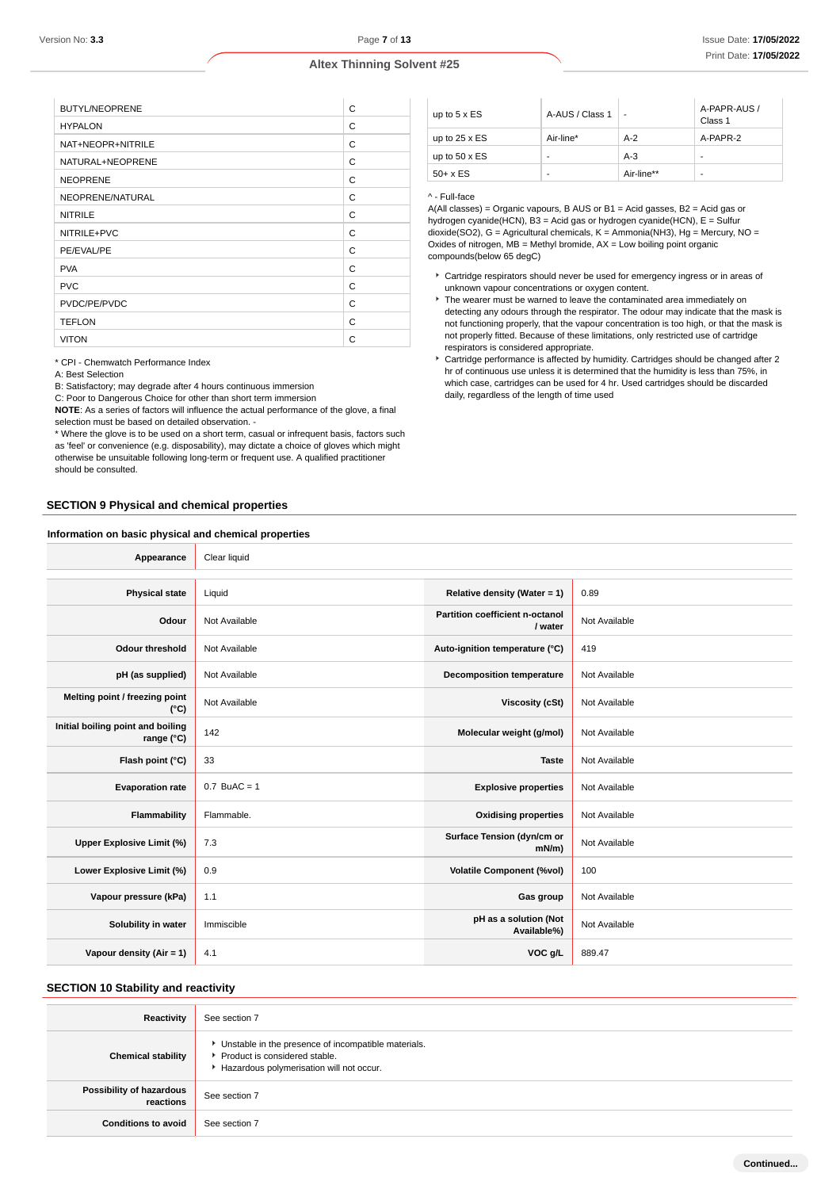| BUTYL/NEOPRENE | C |
|---|---|
| HYPALON | C |
| NAT+NEOPR+NITRILE | C |
| NATURAL+NEOPRENE | C |
| NEOPRENE | C |
| NEOPRENE/NATURAL | C |
| NITRILE | C |
| NITRILE+PVC | C |
| PE/EVAL/PE | C |
| PVA | C |
| PVC | C |
| PVDC/PE/PVDC | C |
| TEFLON | C |
| VITON | C |

* CPI - Chemwatch Performance Index
A: Best Selection
B: Satisfactory; may degrade after 4 hours continuous immersion
C: Poor to Dangerous Choice for other than short term immersion
**NOTE**: As a series of factors will influence the actual performance of the glove, a final selection must be based on detailed observation. -
* Where the glove is to be used on a short term, casual or infrequent basis, factors such as 'feel' or convenience (e.g. disposability), may dictate a choice of gloves which might otherwise be unsuitable following long-term or frequent use. A qualified practitioner should be consulted.

| up to 5 x ES | A-AUS / Class 1 | - | A-PAPR-AUS / Class 1 |
|---|---|---|---|
| up to 25 x ES | Air-line* | A-2 | A-PAPR-2 |
| up to 50 x ES | - | A-3 | - |
| 50+ x ES | - | Air-line** | - |

^ - Full-face
A(All classes) = Organic vapours, B AUS or B1 = Acid gasses, B2 = Acid gas or hydrogen cyanide(HCN), B3 = Acid gas or hydrogen cyanide(HCN), E = Sulfur dioxide(SO2), G = Agricultural chemicals, K = Ammonia(NH3), Hg = Mercury, NO = Oxides of nitrogen, MB = Methyl bromide, AX = Low boiling point organic compounds(below 65 degC)

- Cartridge respirators should never be used for emergency ingress or in areas of unknown vapour concentrations or oxygen content.
- The wearer must be warned to leave the contaminated area immediately on detecting any odours through the respirator. The odour may indicate that the mask is not functioning properly, that the vapour concentration is too high, or that the mask is not properly fitted. Because of these limitations, only restricted use of cartridge respirators is considered appropriate.
- Cartridge performance is affected by humidity. Cartridges should be changed after 2 hr of continuous use unless it is determined that the humidity is less than 75%, in which case, cartridges can be used for 4 hr. Used cartridges should be discarded daily, regardless of the length of time used

## SECTION 9 Physical and chemical properties

### Information on basic physical and chemical properties

| Appearance | Clear liquid | | |
|---|---|---|---|
| Physical state | Liquid | Relative density (Water = 1) | 0.89 |
| Odour | Not Available | Partition coefficient n-octanol / water | Not Available |
| Odour threshold | Not Available | Auto-ignition temperature (°C) | 419 |
| pH (as supplied) | Not Available | Decomposition temperature | Not Available |
| Melting point / freezing point (°C) | Not Available | Viscosity (cSt) | Not Available |
| Initial boiling point and boiling range (°C) | 142 | Molecular weight (g/mol) | Not Available |
| Flash point (°C) | 33 | Taste | Not Available |
| Evaporation rate | 0.7 BuAC = 1 | Explosive properties | Not Available |
| Flammability | Flammable. | Oxidising properties | Not Available |
| Upper Explosive Limit (%) | 7.3 | Surface Tension (dyn/cm or mN/m) | Not Available |
| Lower Explosive Limit (%) | 0.9 | Volatile Component (%vol) | 100 |
| Vapour pressure (kPa) | 1.1 | Gas group | Not Available |
| Solubility in water | Immiscible | pH as a solution (Not Available%) | Not Available |
| Vapour density (Air = 1) | 4.1 | VOC g/L | 889.47 |

## SECTION 10 Stability and reactivity

| Reactivity | See section 7 |
|---|---|
| Chemical stability | - Unstable in the presence of incompatible materials.<br>- Product is considered stable.<br>- Hazardous polymerisation will not occur. |
| Possibility of hazardous reactions | See section 7 |
| Conditions to avoid | See section 7 |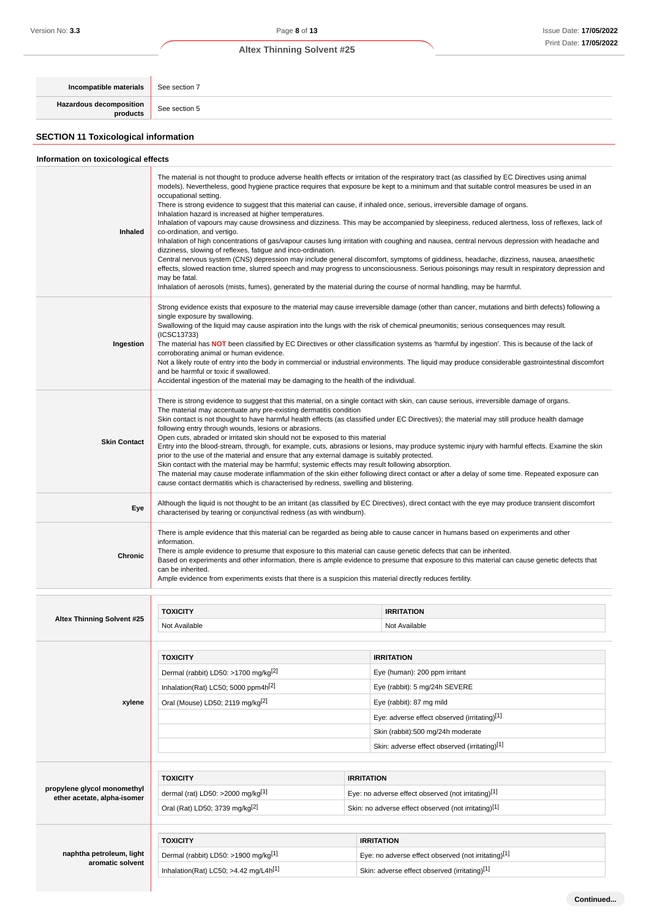| | |
|---|---|
| **Incompatible materials** | See section 7 |
| **Hazardous decomposition products** | See section 5 |

## SECTION 11 Toxicological information

### Information on toxicological effects

| | |
|---|---|
| **Inhaled** | The material is not thought to produce adverse health effects or irritation of the respiratory tract (as classified by EC Directives using animal models). Nevertheless, good hygiene practice requires that exposure be kept to a minimum and that suitable control measures be used in an occupational setting.<br>There is strong evidence to suggest that this material can cause, if inhaled once, serious, irreversible damage of organs.<br>Inhalation hazard is increased at higher temperatures.<br>Inhalation of vapours may cause drowsiness and dizziness. This may be accompanied by sleepiness, reduced alertness, loss of reflexes, lack of co-ordination, and vertigo.<br>Inhalation of high concentrations of gas/vapour causes lung irritation with coughing and nausea, central nervous depression with headache and dizziness, slowing of reflexes, fatigue and inco-ordination.<br>Central nervous system (CNS) depression may include general discomfort, symptoms of giddiness, headache, dizziness, nausea, anaesthetic effects, slowed reaction time, slurred speech and may progress to unconsciousness. Serious poisonings may result in respiratory depression and may be fatal.<br>Inhalation of aerosols (mists, fumes), generated by the material during the course of normal handling, may be harmful. |
| **Ingestion** | Strong evidence exists that exposure to the material may cause irreversible damage (other than cancer, mutations and birth defects) following a single exposure by swallowing.<br>Swallowing of the liquid may cause aspiration into the lungs with the risk of chemical pneumonitis; serious consequences may result. (ICSC13733)<br>The material has **NOT** been classified by EC Directives or other classification systems as 'harmful by ingestion'. This is because of the lack of corroborating animal or human evidence.<br>Not a likely route of entry into the body in commercial or industrial environments. The liquid may produce considerable gastrointestinal discomfort and be harmful or toxic if swallowed.<br>Accidental ingestion of the material may be damaging to the health of the individual. |
| **Skin Contact** | There is strong evidence to suggest that this material, on a single contact with skin, can cause serious, irreversible damage of organs.<br>The material may accentuate any pre-existing dermatitis condition<br>Skin contact is not thought to have harmful health effects (as classified under EC Directives); the material may still produce health damage following entry through wounds, lesions or abrasions.<br>Open cuts, abraded or irritated skin should not be exposed to this material<br>Entry into the blood-stream, through, for example, cuts, abrasions or lesions, may produce systemic injury with harmful effects. Examine the skin prior to the use of the material and ensure that any external damage is suitably protected.<br>Skin contact with the material may be harmful; systemic effects may result following absorption.<br>The material may cause moderate inflammation of the skin either following direct contact or after a delay of some time. Repeated exposure can cause contact dermatitis which is characterised by redness, swelling and blistering. |
| **Eye** | Although the liquid is not thought to be an irritant (as classified by EC Directives), direct contact with the eye may produce transient discomfort characterised by tearing or conjunctival redness (as with windburn). |
| **Chronic** | There is ample evidence that this material can be regarded as being able to cause cancer in humans based on experiments and other information.<br>There is ample evidence to presume that exposure to this material can cause genetic defects that can be inherited.<br>Based on experiments and other information, there is ample evidence to presume that exposure to this material can cause genetic defects that can be inherited.<br>Ample evidence from experiments exists that there is a suspicion this material directly reduces fertility. |

**Altex Thinning Solvent #25**

| TOXICITY | IRRITATION |
|---|---|
| Not Available | Not Available |

**xylene**

| TOXICITY | IRRITATION |
|---|---|
| Dermal (rabbit) LD50: >1700 mg/kg[2] | Eye (human): 200 ppm irritant |
| Inhalation(Rat) LC50; 5000 ppm4h[2] | Eye (rabbit): 5 mg/24h SEVERE |
| Oral (Mouse) LD50; 2119 mg/kg[2] | Eye (rabbit): 87 mg mild |
| | Eye: adverse effect observed (irritating)[1] |
| | Skin (rabbit):500 mg/24h moderate |
| | Skin: adverse effect observed (irritating)[1] |

**propylene glycol monomethyl ether acetate, alpha-isomer**

| TOXICITY | IRRITATION |
|---|---|
| dermal (rat) LD50: >2000 mg/kg[1] | Eye: no adverse effect observed (not irritating)[1] |
| Oral (Rat) LD50; 3739 mg/kg[2] | Skin: no adverse effect observed (not irritating)[1] |

**naphtha petroleum, light aromatic solvent**

| TOXICITY | IRRITATION |
|---|---|
| Dermal (rabbit) LD50: >1900 mg/kg[1] | Eye: no adverse effect observed (not irritating)[1] |
| Inhalation(Rat) LC50; >4.42 mg/L4h[1] | Skin: adverse effect observed (irritating)[1] |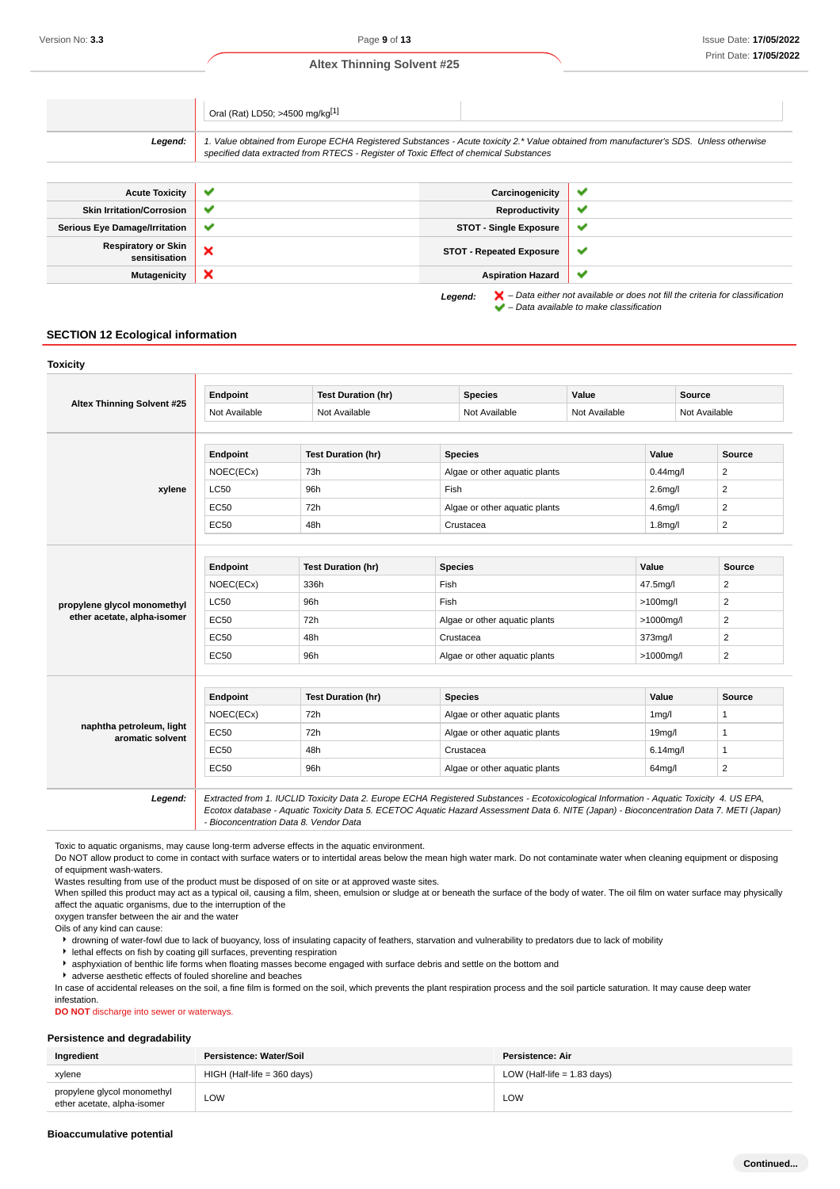| | Oral (Rat) LD50; >4500 mg/kg[1] | |
|---|---|---|
| **Legend:** | *1. Value obtained from Europe ECHA Registered Substances - Acute toxicity 2.* Value obtained from manufacturer's SDS. Unless otherwise specified data extracted from RTECS - Register of Toxic Effect of chemical Substances* | |

| | | | |
|---|---|---|---|
| **Acute Toxicity** | ✔ | **Carcinogenicity** | ✔ |
| **Skin Irritation/Corrosion** | ✔ | **Reproductivity** | ✔ |
| **Serious Eye Damage/Irritation** | ✔ | **STOT - Single Exposure** | ✔ |
| **Respiratory or Skin sensitisation** | ✘ | **STOT - Repeated Exposure** | ✔ |
| **Mutagenicity** | ✘ | **Aspiration Hazard** | ✔ |

***Legend:*** ✘ *– Data either not available or does not fill the criteria for classification*
✔ *– Data available to make classification*

## SECTION 12 Ecological information

### Toxicity

**Altex Thinning Solvent #25**

| Endpoint | Test Duration (hr) | Species | Value | Source |
|---|---|---|---|---|
| Not Available | Not Available | Not Available | Not Available | Not Available |

**xylene**

| Endpoint | Test Duration (hr) | Species | Value | Source |
|---|---|---|---|---|
| NOEC(ECx) | 73h | Algae or other aquatic plants | 0.44mg/l | 2 |
| LC50 | 96h | Fish | 2.6mg/l | 2 |
| EC50 | 72h | Algae or other aquatic plants | 4.6mg/l | 2 |
| EC50 | 48h | Crustacea | 1.8mg/l | 2 |

**propylene glycol monomethyl ether acetate, alpha-isomer**

| Endpoint | Test Duration (hr) | Species | Value | Source |
|---|---|---|---|---|
| NOEC(ECx) | 336h | Fish | 47.5mg/l | 2 |
| LC50 | 96h | Fish | >100mg/l | 2 |
| EC50 | 72h | Algae or other aquatic plants | >1000mg/l | 2 |
| EC50 | 48h | Crustacea | 373mg/l | 2 |
| EC50 | 96h | Algae or other aquatic plants | >1000mg/l | 2 |

**naphtha petroleum, light aromatic solvent**

| Endpoint | Test Duration (hr) | Species | Value | Source |
|---|---|---|---|---|
| NOEC(ECx) | 72h | Algae or other aquatic plants | 1mg/l | 1 |
| EC50 | 72h | Algae or other aquatic plants | 19mg/l | 1 |
| EC50 | 48h | Crustacea | 6.14mg/l | 1 |
| EC50 | 96h | Algae or other aquatic plants | 64mg/l | 2 |

***Legend:*** *Extracted from 1. IUCLID Toxicity Data 2. Europe ECHA Registered Substances - Ecotoxicological Information - Aquatic Toxicity 4. US EPA, Ecotox database - Aquatic Toxicity Data 5. ECETOC Aquatic Hazard Assessment Data 6. NITE (Japan) - Bioconcentration Data 7. METI (Japan) - Bioconcentration Data 8. Vendor Data*

Toxic to aquatic organisms, may cause long-term adverse effects in the aquatic environment.
Do NOT allow product to come in contact with surface waters or to intertidal areas below the mean high water mark. Do not contaminate water when cleaning equipment or disposing of equipment wash-waters.
Wastes resulting from use of the product must be disposed of on site or at approved waste sites.
When spilled this product may act as a typical oil, causing a film, sheen, emulsion or sludge at or beneath the surface of the body of water. The oil film on water surface may physically affect the aquatic organisms, due to the interruption of the oxygen transfer between the air and the water
Oils of any kind can cause:

- drowning of water-fowl due to lack of buoyancy, loss of insulating capacity of feathers, starvation and vulnerability to predators due to lack of mobility
- lethal effects on fish by coating gill surfaces, preventing respiration
- asphyxiation of benthic life forms when floating masses become engaged with surface debris and settle on the bottom and
- adverse aesthetic effects of fouled shoreline and beaches

In case of accidental releases on the soil, a fine film is formed on the soil, which prevents the plant respiration process and the soil particle saturation. It may cause deep water infestation.
**DO NOT** discharge into sewer or waterways.

### Persistence and degradability

| Ingredient | Persistence: Water/Soil | Persistence: Air |
|---|---|---|
| xylene | HIGH (Half-life = 360 days) | LOW (Half-life = 1.83 days) |
| propylene glycol monomethyl ether acetate, alpha-isomer | LOW | LOW |

### Bioaccumulative potential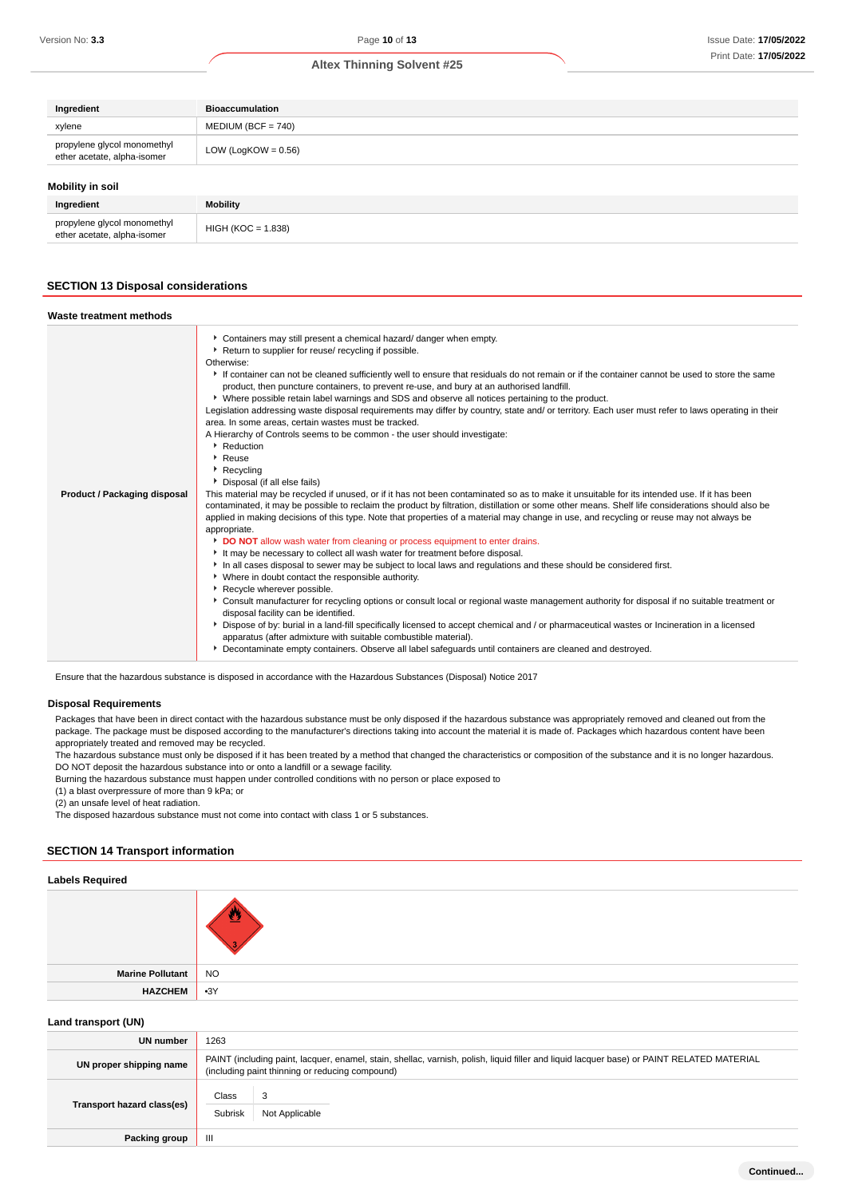| Ingredient | Bioaccumulation |
|---|---|
| xylene | MEDIUM (BCF = 740) |
| propylene glycol monomethyl ether acetate, alpha-isomer | LOW (LogKOW = 0.56) |

### Mobility in soil

| Ingredient | Mobility |
|---|---|
| propylene glycol monomethyl ether acetate, alpha-isomer | HIGH (KOC = 1.838) |

## SECTION 13 Disposal considerations

### Waste treatment methods

| | |
|---|---|
| **Product / Packaging disposal** | ▸ Containers may still present a chemical hazard/ danger when empty.<br>▸ Return to supplier for reuse/ recycling if possible.<br>Otherwise:<br>▸ If container can not be cleaned sufficiently well to ensure that residuals do not remain or if the container cannot be used to store the same product, then puncture containers, to prevent re-use, and bury at an authorised landfill.<br>▸ Where possible retain label warnings and SDS and observe all notices pertaining to the product.<br>Legislation addressing waste disposal requirements may differ by country, state and/ or territory. Each user must refer to laws operating in their area. In some areas, certain wastes must be tracked.<br>A Hierarchy of Controls seems to be common - the user should investigate:<br>▸ Reduction<br>▸ Reuse<br>▸ Recycling<br>▸ Disposal (if all else fails)<br>This material may be recycled if unused, or if it has not been contaminated so as to make it unsuitable for its intended use. If it has been contaminated, it may be possible to reclaim the product by filtration, distillation or some other means. Shelf life considerations should also be applied in making decisions of this type. Note that properties of a material may change in use, and recycling or reuse may not always be appropriate.<br>▸ **DO NOT** allow wash water from cleaning or process equipment to enter drains.<br>▸ It may be necessary to collect all wash water for treatment before disposal.<br>▸ In all cases disposal to sewer may be subject to local laws and regulations and these should be considered first.<br>▸ Where in doubt contact the responsible authority.<br>▸ Recycle wherever possible.<br>▸ Consult manufacturer for recycling options or consult local or regional waste management authority for disposal if no suitable treatment or disposal facility can be identified.<br>▸ Dispose of by: burial in a land-fill specifically licensed to accept chemical and / or pharmaceutical wastes or Incineration in a licensed apparatus (after admixture with suitable combustible material).<br>▸ Decontaminate empty containers. Observe all label safeguards until containers are cleaned and destroyed. |

Ensure that the hazardous substance is disposed in accordance with the Hazardous Substances (Disposal) Notice 2017

### Disposal Requirements

Packages that have been in direct contact with the hazardous substance must be only disposed if the hazardous substance was appropriately removed and cleaned out from the package. The package must be disposed according to the manufacturer's directions taking into account the material it is made of. Packages which hazardous content have been appropriately treated and removed may be recycled.
The hazardous substance must only be disposed if it has been treated by a method that changed the characteristics or composition of the substance and it is no longer hazardous.
DO NOT deposit the hazardous substance into or onto a landfill or a sewage facility.
Burning the hazardous substance must happen under controlled conditions with no person or place exposed to
(1) a blast overpressure of more than 9 kPa; or
(2) an unsafe level of heat radiation.
The disposed hazardous substance must not come into contact with class 1 or 5 substances.

## SECTION 14 Transport information

### Labels Required

| | |
|---|---|
| | |
| **Marine Pollutant** | NO |
| **HAZCHEM** | •3Y |

### Land transport (UN)

| | |
|---|---|
| **UN number** | 1263 |
| **UN proper shipping name** | PAINT (including paint, lacquer, enamel, stain, shellac, varnish, polish, liquid filler and liquid lacquer base) or PAINT RELATED MATERIAL (including paint thinning or reducing compound) |
| **Transport hazard class(es)** | Class: 3<br>Subrisk: Not Applicable |
| **Packing group** | III |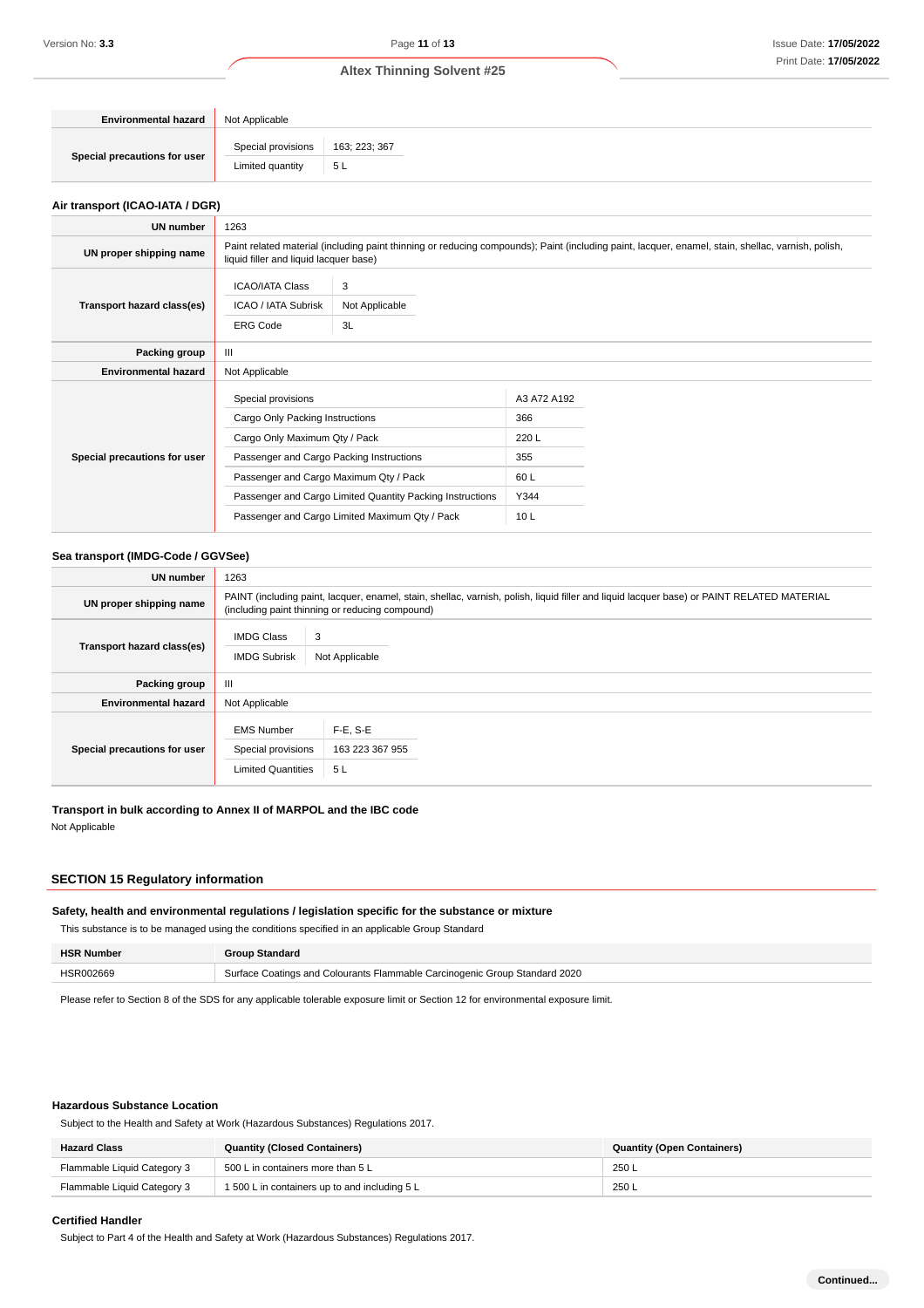| | |
|---|---|
| **Environmental hazard** | Not Applicable |
| **Special precautions for user** | Special provisions: 163; 223; 367<br>Limited quantity: 5 L |

### Air transport (ICAO-IATA / DGR)

| | |
|---|---|
| **UN number** | 1263 |
| **UN proper shipping name** | Paint related material (including paint thinning or reducing compounds); Paint (including paint, lacquer, enamel, stain, shellac, varnish, polish, liquid filler and liquid lacquer base) |
| **Transport hazard class(es)** | ICAO/IATA Class: 3<br>ICAO / IATA Subrisk: Not Applicable<br>ERG Code: 3L |
| **Packing group** | III |
| **Environmental hazard** | Not Applicable |
| **Special precautions for user** | Special provisions: A3 A72 A192<br>Cargo Only Packing Instructions: 366<br>Cargo Only Maximum Qty / Pack: 220 L<br>Passenger and Cargo Packing Instructions: 355<br>Passenger and Cargo Maximum Qty / Pack: 60 L<br>Passenger and Cargo Limited Quantity Packing Instructions: Y344<br>Passenger and Cargo Limited Maximum Qty / Pack: 10 L |

### Sea transport (IMDG-Code / GGVSee)

| | |
|---|---|
| **UN number** | 1263 |
| **UN proper shipping name** | PAINT (including paint, lacquer, enamel, stain, shellac, varnish, polish, liquid filler and liquid lacquer base) or PAINT RELATED MATERIAL (including paint thinning or reducing compound) |
| **Transport hazard class(es)** | IMDG Class: 3<br>IMDG Subrisk: Not Applicable |
| **Packing group** | III |
| **Environmental hazard** | Not Applicable |
| **Special precautions for user** | EMS Number: F-E, S-E<br>Special provisions: 163 223 367 955<br>Limited Quantities: 5 L |

### Transport in bulk according to Annex II of MARPOL and the IBC code

Not Applicable

## SECTION 15 Regulatory information

### Safety, health and environmental regulations / legislation specific for the substance or mixture

This substance is to be managed using the conditions specified in an applicable Group Standard

| HSR Number | Group Standard |
|---|---|
| HSR002669 | Surface Coatings and Colourants Flammable Carcinogenic Group Standard 2020 |

Please refer to Section 8 of the SDS for any applicable tolerable exposure limit or Section 12 for environmental exposure limit.

### Hazardous Substance Location

Subject to the Health and Safety at Work (Hazardous Substances) Regulations 2017.

| Hazard Class | Quantity (Closed Containers) | Quantity (Open Containers) |
|---|---|---|
| Flammable Liquid Category 3 | 500 L in containers more than 5 L | 250 L |
| Flammable Liquid Category 3 | 1 500 L in containers up to and including 5 L | 250 L |

### Certified Handler

Subject to Part 4 of the Health and Safety at Work (Hazardous Substances) Regulations 2017.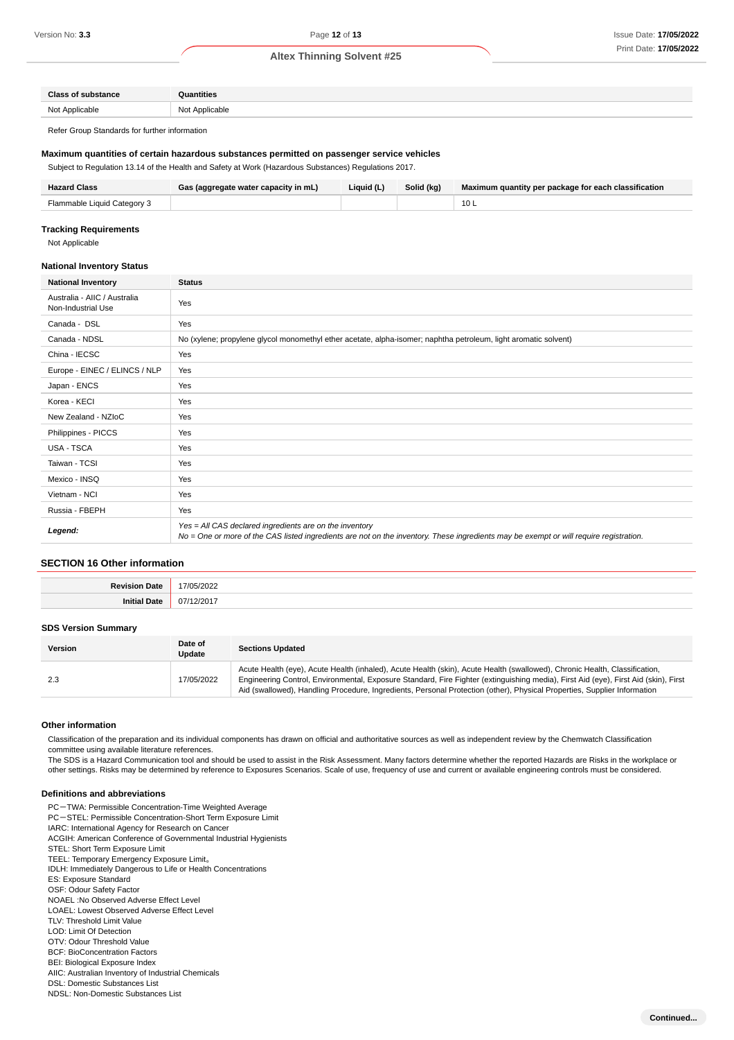| Class of substance | Quantities |
| --- | --- |
| Not Applicable | Not Applicable |

Refer Group Standards for further information

### Maximum quantities of certain hazardous substances permitted on passenger service vehicles

Subject to Regulation 13.14 of the Health and Safety at Work (Hazardous Substances) Regulations 2017.

| Hazard Class | Gas (aggregate water capacity in mL) | Liquid (L) | Solid (kg) | Maximum quantity per package for each classification |
| --- | --- | --- | --- | --- |
| Flammable Liquid Category 3 | | | | 10 L |

### Tracking Requirements

Not Applicable

### National Inventory Status

| National Inventory | Status |
| --- | --- |
| Australia - AIIC / Australia Non-Industrial Use | Yes |
| Canada - DSL | Yes |
| Canada - NDSL | No (xylene; propylene glycol monomethyl ether acetate, alpha-isomer; naphtha petroleum, light aromatic solvent) |
| China - IECSC | Yes |
| Europe - EINEC / ELINCS / NLP | Yes |
| Japan - ENCS | Yes |
| Korea - KECI | Yes |
| New Zealand - NZIoC | Yes |
| Philippines - PICCS | Yes |
| USA - TSCA | Yes |
| Taiwan - TCSI | Yes |
| Mexico - INSQ | Yes |
| Vietnam - NCI | Yes |
| Russia - FBEPH | Yes |
| ***Legend:*** | *Yes = All CAS declared ingredients are on the inventory*<br>*No = One or more of the CAS listed ingredients are not on the inventory. These ingredients may be exempt or will require registration.* |

## SECTION 16 Other information

| | |
| --- | --- |
| **Revision Date** | 17/05/2022 |
| **Initial Date** | 07/12/2017 |

### SDS Version Summary

| Version | Date of Update | Sections Updated |
| --- | --- | --- |
| 2.3 | 17/05/2022 | Acute Health (eye), Acute Health (inhaled), Acute Health (skin), Acute Health (swallowed), Chronic Health, Classification, Engineering Control, Environmental, Exposure Standard, Fire Fighter (extinguishing media), First Aid (eye), First Aid (skin), First Aid (swallowed), Handling Procedure, Ingredients, Personal Protection (other), Physical Properties, Supplier Information |

### Other information

Classification of the preparation and its individual components has drawn on official and authoritative sources as well as independent review by the Chemwatch Classification committee using available literature references.

The SDS is a Hazard Communication tool and should be used to assist in the Risk Assessment. Many factors determine whether the reported Hazards are Risks in the workplace or other settings. Risks may be determined by reference to Exposures Scenarios. Scale of use, frequency of use and current or available engineering controls must be considered.

### Definitions and abbreviations

PC－TWA: Permissible Concentration-Time Weighted Average
PC－STEL: Permissible Concentration-Short Term Exposure Limit
IARC: International Agency for Research on Cancer
ACGIH: American Conference of Governmental Industrial Hygienists
STEL: Short Term Exposure Limit
TEEL: Temporary Emergency Exposure Limit。
IDLH: Immediately Dangerous to Life or Health Concentrations
ES: Exposure Standard
OSF: Odour Safety Factor
NOAEL :No Observed Adverse Effect Level
LOAEL: Lowest Observed Adverse Effect Level
TLV: Threshold Limit Value
LOD: Limit Of Detection
OTV: Odour Threshold Value
BCF: BioConcentration Factors
BEI: Biological Exposure Index
AIIC: Australian Inventory of Industrial Chemicals
DSL: Domestic Substances List
NDSL: Non-Domestic Substances List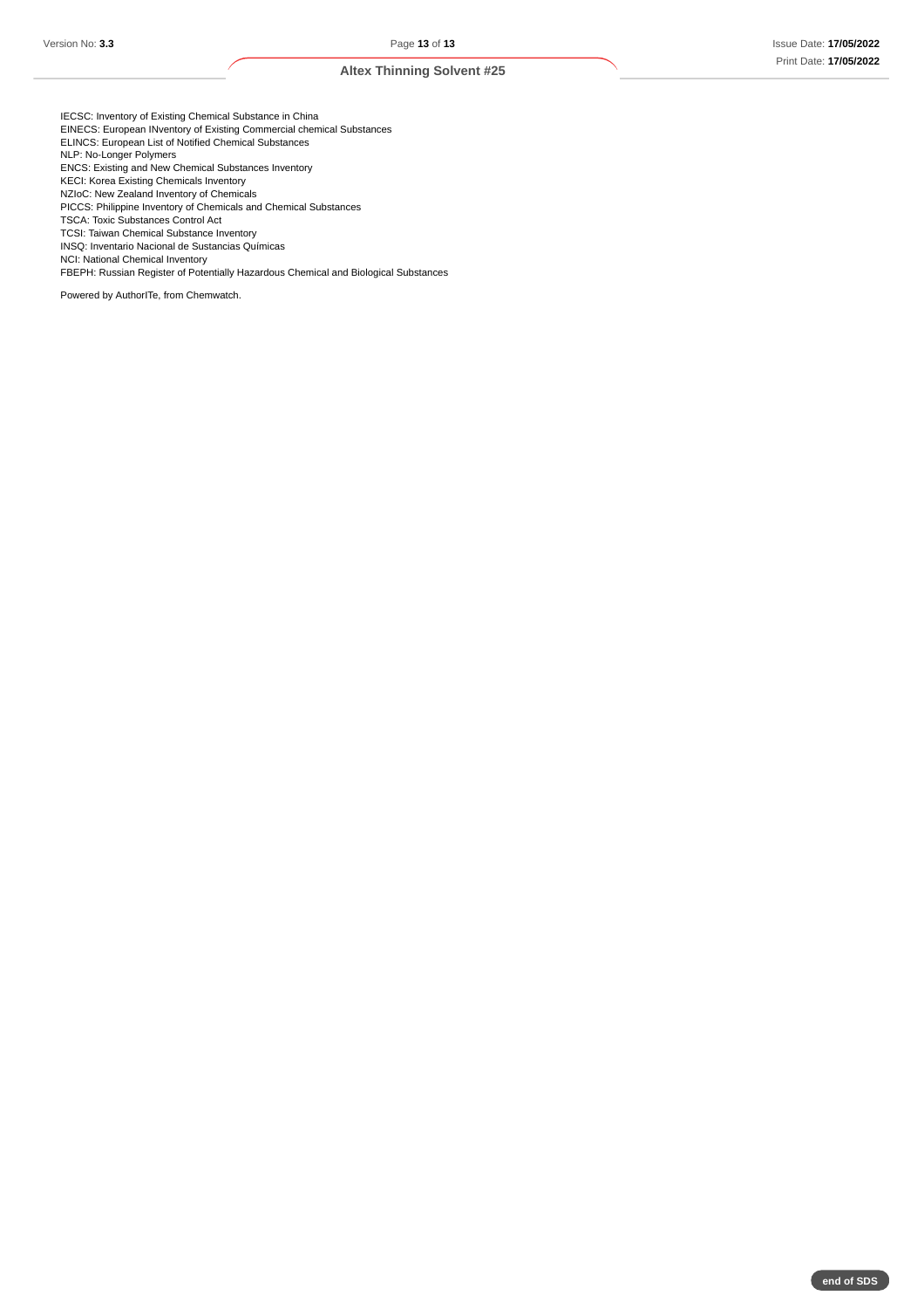IECSC: Inventory of Existing Chemical Substance in China
EINECS: European INventory of Existing Commercial chemical Substances
ELINCS: European List of Notified Chemical Substances
NLP: No-Longer Polymers
ENCS: Existing and New Chemical Substances Inventory
KECI: Korea Existing Chemicals Inventory
NZIoC: New Zealand Inventory of Chemicals
PICCS: Philippine Inventory of Chemicals and Chemical Substances
TSCA: Toxic Substances Control Act
TCSI: Taiwan Chemical Substance Inventory
INSQ: Inventario Nacional de Sustancias Químicas
NCI: National Chemical Inventory
FBEPH: Russian Register of Potentially Hazardous Chemical and Biological Substances

Powered by AuthorITe, from Chemwatch.

**end of SDS**